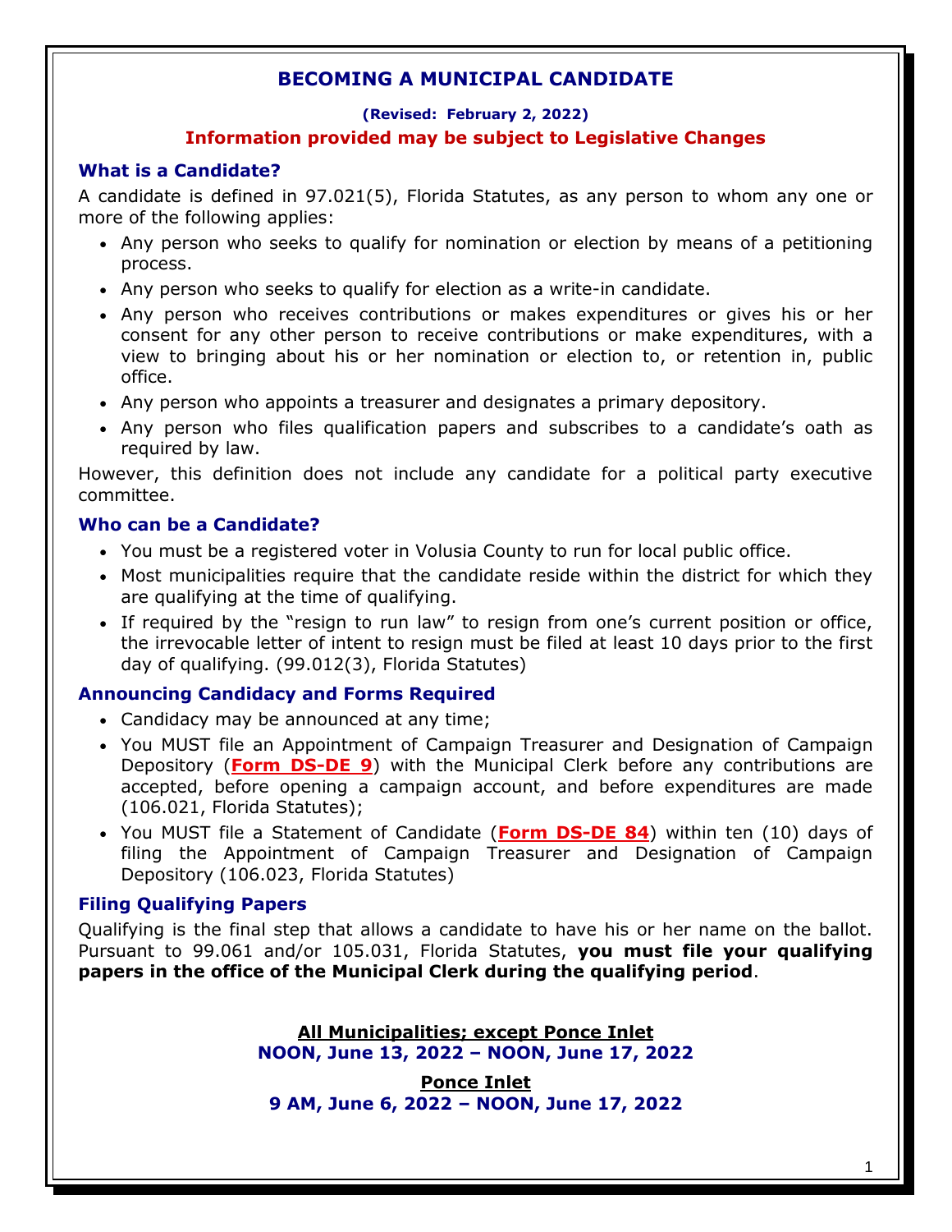# BECOMING A MUNICIPAL CANDIDATE

**(Revised: February 2, 2022)**

**Information provided may be subject to Legislative Changes**

## What is a Candidate?

A candidate is defined in 97.021(5), Florida Statutes, as any person to whom any one or more of the following applies:

- Any person who seeks to qualify for nomination or election by means of a petitioning process.
- Any person who seeks to qualify for election as a write-in candidate.
- Any person who receives contributions or makes expenditures or gives his or her consent for any other person to receive contributions or make expenditures, with a view to bringing about his or her nomination or election to, or retention in, public office.
- Any person who appoints a treasurer and designates a primary depository.
- Any person who files qualification papers and subscribes to a candidate's oath as required by law.

However, this definition does not include any candidate for a political party executive committee.

## Who can be a Candidate?

- You must be a registered voter in Volusia County to run for local public office.
- Most municipalities require that the candidate reside within the district for which they are qualifying at the time of qualifying.
- If required by the "resign to run law" to resign from one's current position or office, the irrevocable letter of intent to resign must be filed at least 10 days prior to the first day of qualifying. (99.012(3), Florida Statutes)

## Announcing Candidacy and Forms Required

- Candidacy may be announced at any time;
- You MUST file an Appointment of Campaign Treasurer and Designation of Campaign Depository (**Form DS-DE 9**) with the Municipal Clerk before any contributions are accepted, before opening a campaign account, and before expenditures are made (106.021, Florida Statutes);
- You MUST file a Statement of Candidate (**Form DS-DE 84**) within ten (10) days of filing the Appointment of Campaign Treasurer and Designation of Campaign Depository (106.023, Florida Statutes)

## Filing Qualifying Papers

Qualifying is the final step that allows a candidate to have his or her name on the ballot. Pursuant to 99.061 and/or 105.031, Florida Statutes, **you must file your qualifying papers in the office of the Municipal Clerk during the qualifying period**.

**All Municipalities; except Ponce Inlet**
**NOON, June 13, 2022 – NOON, June 17, 2022**

**Ponce Inlet**
**9 AM, June 6, 2022 – NOON, June 17, 2022**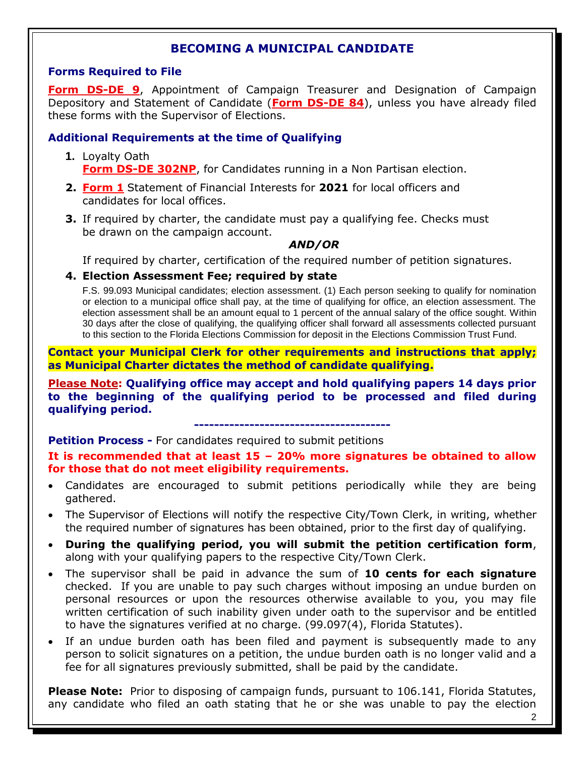## BECOMING A MUNICIPAL CANDIDATE

### Forms Required to File

**Form DS-DE 9**, Appointment of Campaign Treasurer and Designation of Campaign Depository and Statement of Candidate (**Form DS-DE 84**), unless you have already filed these forms with the Supervisor of Elections.

### Additional Requirements at the time of Qualifying

1. Loyalty Oath
   **Form DS-DE 302NP**, for Candidates running in a Non Partisan election.
2. **Form 1** Statement of Financial Interests for **2021** for local officers and candidates for local offices.
3. If required by charter, the candidate must pay a qualifying fee. Checks must be drawn on the campaign account.

   ***AND/OR***

   If required by charter, certification of the required number of petition signatures.
4. **Election Assessment Fee; required by state**

   F.S. 99.093 Municipal candidates; election assessment. (1) Each person seeking to qualify for nomination or election to a municipal office shall pay, at the time of qualifying for office, an election assessment. The election assessment shall be an amount equal to 1 percent of the annual salary of the office sought. Within 30 days after the close of qualifying, the qualifying officer shall forward all assessments collected pursuant to this section to the Florida Elections Commission for deposit in the Elections Commission Trust Fund.

**Contact your Municipal Clerk for other requirements and instructions that apply; as Municipal Charter dictates the method of candidate qualifying.**

**Please Note: Qualifying office may accept and hold qualifying papers 14 days prior to the beginning of the qualifying period to be processed and filed during qualifying period.**

---

**Petition Process -** For candidates required to submit petitions

**It is recommended that at least 15 – 20% more signatures be obtained to allow for those that do not meet eligibility requirements.**

- Candidates are encouraged to submit petitions periodically while they are being gathered.
- The Supervisor of Elections will notify the respective City/Town Clerk, in writing, whether the required number of signatures has been obtained, prior to the first day of qualifying.
- **During the qualifying period, you will submit the petition certification form**, along with your qualifying papers to the respective City/Town Clerk.
- The supervisor shall be paid in advance the sum of **10 cents for each signature** checked. If you are unable to pay such charges without imposing an undue burden on personal resources or upon the resources otherwise available to you, you may file written certification of such inability given under oath to the supervisor and be entitled to have the signatures verified at no charge. (99.097(4), Florida Statutes).
- If an undue burden oath has been filed and payment is subsequently made to any person to solicit signatures on a petition, the undue burden oath is no longer valid and a fee for all signatures previously submitted, shall be paid by the candidate.

**Please Note:** Prior to disposing of campaign funds, pursuant to 106.141, Florida Statutes, any candidate who filed an oath stating that he or she was unable to pay the election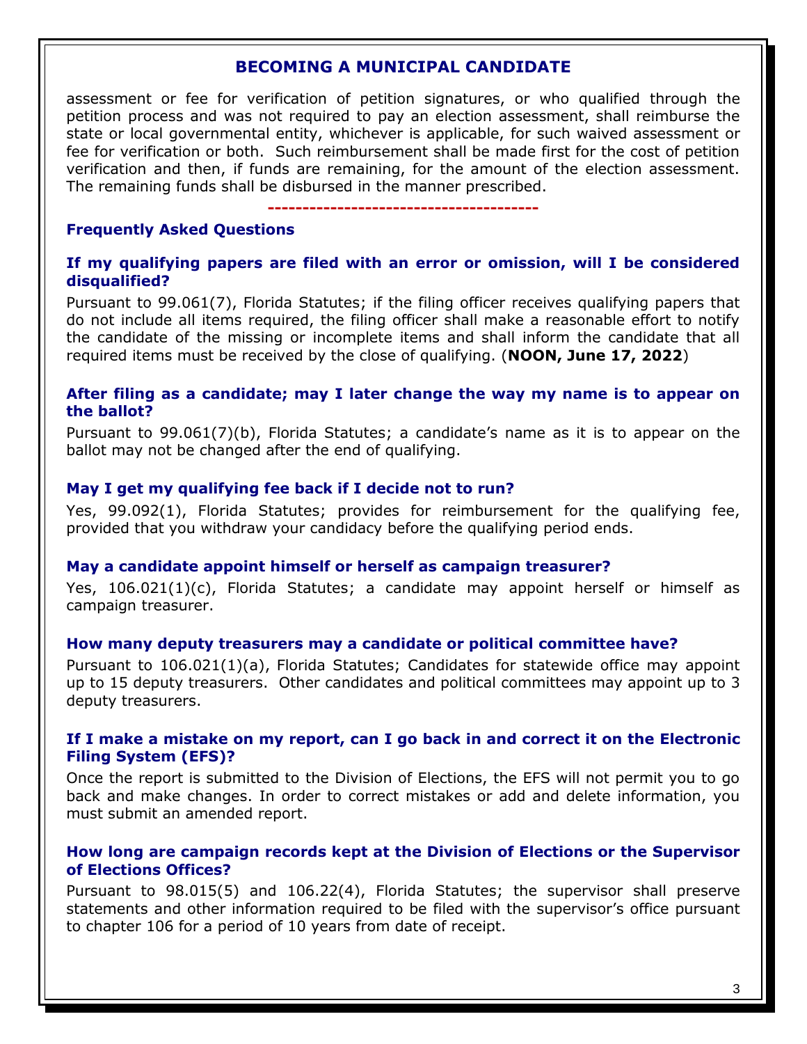assessment or fee for verification of petition signatures, or who qualified through the petition process and was not required to pay an election assessment, shall reimburse the state or local governmental entity, whichever is applicable, for such waived assessment or fee for verification or both. Such reimbursement shall be made first for the cost of petition verification and then, if funds are remaining, for the amount of the election assessment. The remaining funds shall be disbursed in the manner prescribed.

---

## Frequently Asked Questions

### If my qualifying papers are filed with an error or omission, will I be considered disqualified?

Pursuant to 99.061(7), Florida Statutes; if the filing officer receives qualifying papers that do not include all items required, the filing officer shall make a reasonable effort to notify the candidate of the missing or incomplete items and shall inform the candidate that all required items must be received by the close of qualifying. (**NOON, June 17, 2022**)

### After filing as a candidate; may I later change the way my name is to appear on the ballot?

Pursuant to 99.061(7)(b), Florida Statutes; a candidate's name as it is to appear on the ballot may not be changed after the end of qualifying.

### May I get my qualifying fee back if I decide not to run?

Yes, 99.092(1), Florida Statutes; provides for reimbursement for the qualifying fee, provided that you withdraw your candidacy before the qualifying period ends.

### May a candidate appoint himself or herself as campaign treasurer?

Yes, 106.021(1)(c), Florida Statutes; a candidate may appoint herself or himself as campaign treasurer.

### How many deputy treasurers may a candidate or political committee have?

Pursuant to 106.021(1)(a), Florida Statutes; Candidates for statewide office may appoint up to 15 deputy treasurers. Other candidates and political committees may appoint up to 3 deputy treasurers.

### If I make a mistake on my report, can I go back in and correct it on the Electronic Filing System (EFS)?

Once the report is submitted to the Division of Elections, the EFS will not permit you to go back and make changes. In order to correct mistakes or add and delete information, you must submit an amended report.

### How long are campaign records kept at the Division of Elections or the Supervisor of Elections Offices?

Pursuant to 98.015(5) and 106.22(4), Florida Statutes; the supervisor shall preserve statements and other information required to be filed with the supervisor's office pursuant to chapter 106 for a period of 10 years from date of receipt.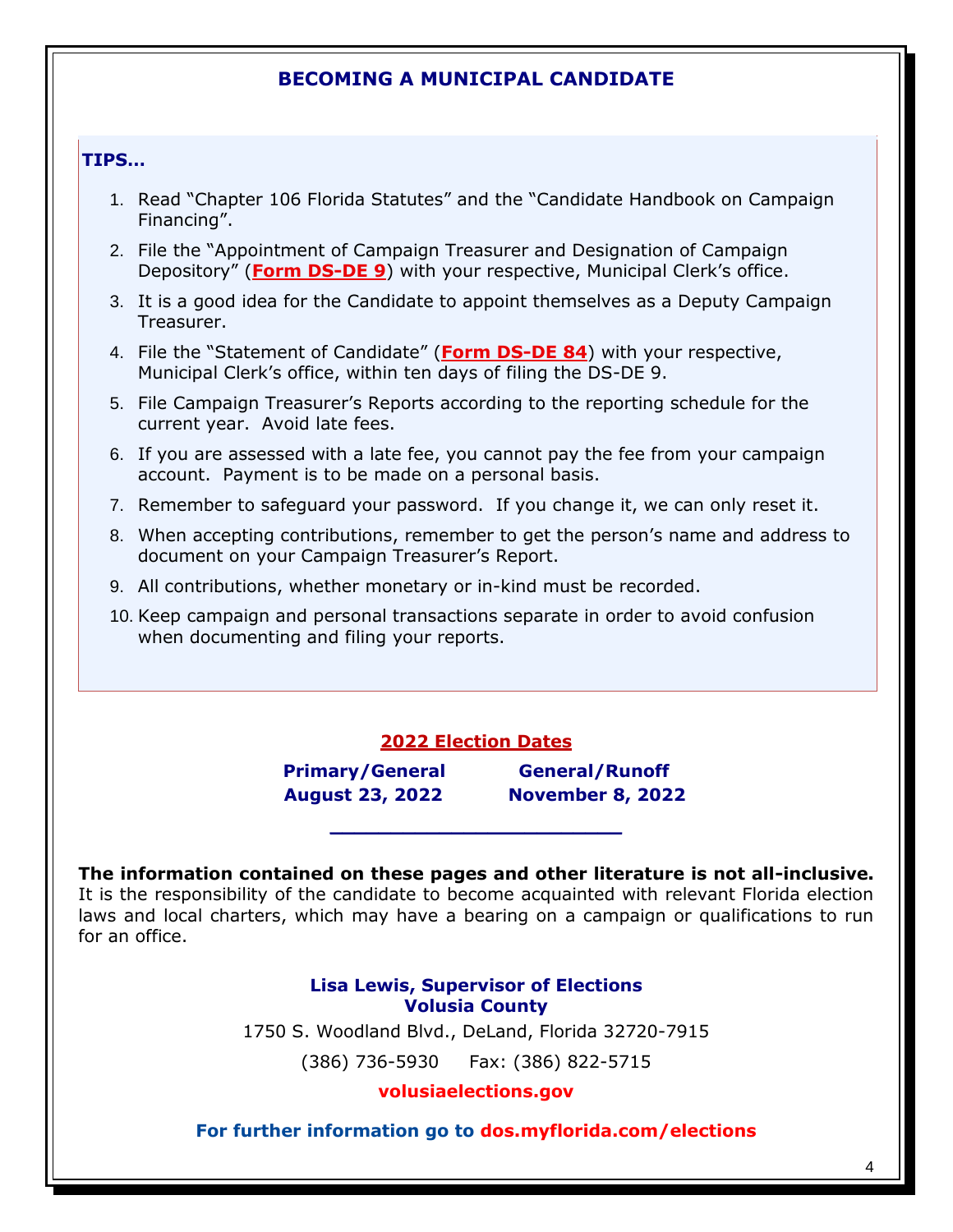## BECOMING A MUNICIPAL CANDIDATE

**TIPS…**

1. Read "Chapter 106 Florida Statutes" and the "Candidate Handbook on Campaign Financing".
2. File the "Appointment of Campaign Treasurer and Designation of Campaign Depository" (**Form DS-DE 9**) with your respective, Municipal Clerk's office.
3. It is a good idea for the Candidate to appoint themselves as a Deputy Campaign Treasurer.
4. File the "Statement of Candidate" (**Form DS-DE 84**) with your respective, Municipal Clerk's office, within ten days of filing the DS-DE 9.
5. File Campaign Treasurer's Reports according to the reporting schedule for the current year. Avoid late fees.
6. If you are assessed with a late fee, you cannot pay the fee from your campaign account. Payment is to be made on a personal basis.
7. Remember to safeguard your password. If you change it, we can only reset it.
8. When accepting contributions, remember to get the person's name and address to document on your Campaign Treasurer's Report.
9. All contributions, whether monetary or in-kind must be recorded.
10. Keep campaign and personal transactions separate in order to avoid confusion when documenting and filing your reports.

**2022 Election Dates**

| Primary/General | General/Runoff |
|---|---|
| August 23, 2022 | November 8, 2022 |

**The information contained on these pages and other literature is not all-inclusive.** It is the responsibility of the candidate to become acquainted with relevant Florida election laws and local charters, which may have a bearing on a campaign or qualifications to run for an office.

**Lisa Lewis, Supervisor of Elections**
**Volusia County**

1750 S. Woodland Blvd., DeLand, Florida 32720-7915

(386) 736-5930 Fax: (386) 822-5715

**volusiaelections.gov**

**For further information go to dos.myflorida.com/elections**